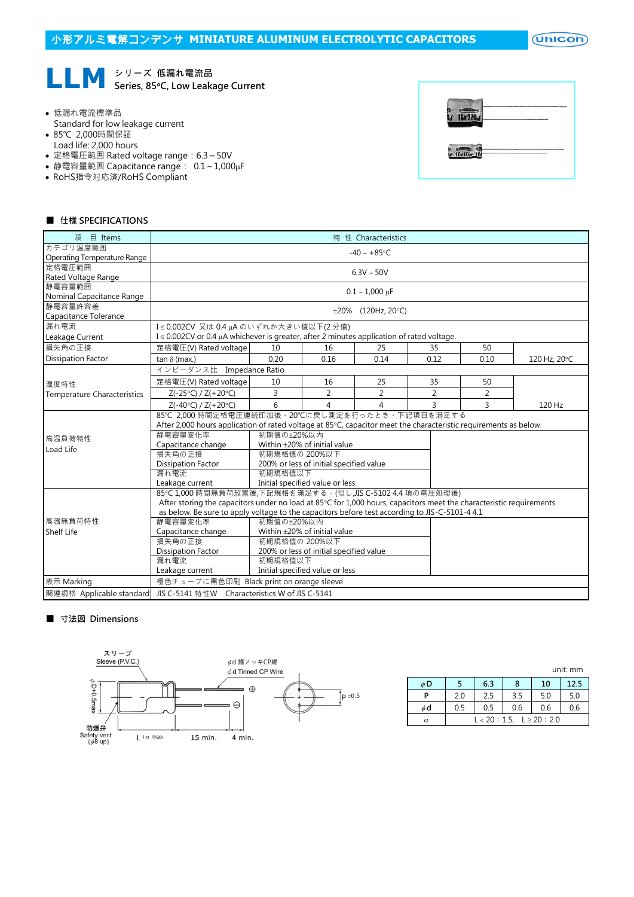# 小形アルミ電解コンデンサ MINIATURE ALUMINUM ELECTROLYTIC CAPACITORS

## LLM シリーズ 低漏れ電流品
Series, 85°C, Low Leakage Current

- 低漏れ電流標準品
  Standard for low leakage current
- 85℃ 2,000時間保証
  Load life: 2,000 hours
- 定格電圧範囲 Rated voltage range：6.3～50V
- 静電容量範囲 Capacitance range： 0.1～1,000µF
- RoHS指令対応済/RoHS Compliant

### ■ 仕様 SPECIFICATIONS

| 項 目 Items | 特 性 Characteristics | | | | | |
|---|---|---|---|---|---|---|
| カテゴリ温度範囲 Operating Temperature Range | -40～+85°C | | | | | |
| 定格電圧範囲 Rated Voltage Range | 6.3V～50V | | | | | |
| 静電容量範囲 Nominal Capacitance Range | 0.1～1,000 µF | | | | | |
| 静電容量許容差 Capacitance Tolerance | ±20% (120Hz, 20°C) | | | | | |
| 漏れ電流 Leakage Current | I≤0.002CV 又は 0.4 µA のいずれか大きい値以下(2 分値) I≤0.002CV or 0.4 µA whichever is greater, after 2 minutes application of rated voltage. | | | | | |
| 損失角の正接 Dissipation Factor | 定格電圧(V) Rated voltage | 10 | 16 | 25 | 35 | 50 |
| | tan δ (max.) | 0.20 | 0.16 | 0.14 | 0.12 | 0.10 (120 Hz, 20°C) |
| 温度特性 Temperature Characteristics | インピーダンス比 Impedance Ratio | | | | | |
| | 定格電圧(V) Rated voltage | 10 | 16 | 25 | 35 | 50 |
| | Z(-25°C) / Z(+20°C) | 3 | 2 | 2 | 2 | 2 |
| | Z(-40°C) / Z(+20°C) | 6 | 4 | 4 | 3 | 3 (120 Hz) |
| 高温負荷特性 Load Life | 85℃ 2,000 時間定格電圧連続印加後、20°Cに戻し測定を行ったとき、下記項目を満足する After 2,000 hours application of rated voltage at 85°C, capacitor meet the characteristic requirements as below. | | | | | |
| | 静電容量変化率 Capacitance change | 初期値の±20%以内 Within ±20% of initial value | | | | |
| | 損失角の正接 Dissipation Factor | 初期規格値の 200%以下 200% or less of initial specified value | | | | |
| | 漏れ電流 Leakage current | 初期規格値以下 Initial specified value or less | | | | |
| 高温無負荷特性 Shelf Life | 85°C 1,000 時間無負荷放置後,下記規格を満足する。(但し,JIS C-5102 4.4 項の電圧処理後) After storing the capacitors under no load at 85°C for 1,000 hours, capacitors meet the characteristic requirements as below. Be sure to apply voltage to the capacitors before test according to JIS-C-5101-4 4.1 | | | | | |
| | 静電容量変化率 Capacitance change | 初期値の±20%以内 Within ±20% of initial value | | | | |
| | 損失角の正接 Dissipation Factor | 初期規格値の 200%以下 200% or less of initial specified value | | | | |
| | 漏れ電流 Leakage current | 初期規格値以下 Initial specified value or less | | | | |
| 表示 Marking | 橙色チューブに黒色印刷 Black print on orange sleeve | | | | | |
| 関連規格 Applicable standard | JIS C-5141 特性W Characteristics W of JIS C-5141 | | | | | |

### ■ 寸法図 Dimensions

スリーブ Sleeve (P.V.C.)
φd 錫メッキCP線 φd Tinned CP Wire
φD+0.5max
防爆弁 Safety vent (φ8 up)
L+α max. 15 min. 4 min.
P ±0.5

unit: mm

| φD | 5 | 6.3 | 8 | 10 | 12.5 |
|---|---|---|---|---|---|
| P | 2.0 | 2.5 | 3.5 | 5.0 | 5.0 |
| φd | 0.5 | 0.5 | 0.6 | 0.6 | 0.6 |
| α | L＜20：1.5, L≥20：2.0 | | | | |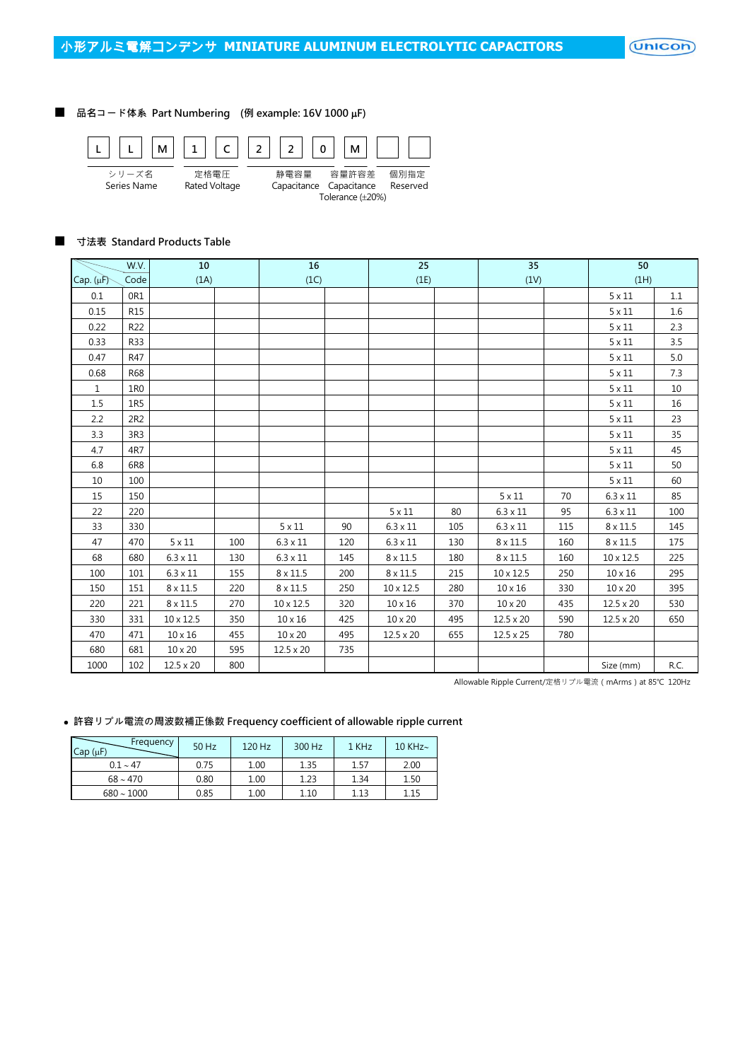# 小形アルミ電解コンデンサ MINIATURE ALUMINUM ELECTROLYTIC CAPACITORS

## ■ 品名コード体系 Part Numbering (例 example: 16V 1000 µF)

| L | L | M | 1 | C | 2 | 2 | 0 | M | | |
|---|---|---|---|---|---|---|---|---|---|---|

- L L M: シリーズ名 Series Name
- 1 C: 定格電圧 Rated Voltage
- 2 2 0: 静電容量 Capacitance
- M: 容量許容差 Capacitance Tolerance (±20%)
- (blank boxes): 個別指定 Reserved

## ■ 寸法表 Standard Products Table

| Cap. (µF) | Code | 10 (1A) | | 16 (1C) | | 25 (1E) | | 35 (1V) | | 50 (1H) | |
|---|---|---|---|---|---|---|---|---|---|---|---|
| 0.1 | 0R1 | | | | | | | | | 5 x 11 | 1.1 |
| 0.15 | R15 | | | | | | | | | 5 x 11 | 1.6 |
| 0.22 | R22 | | | | | | | | | 5 x 11 | 2.3 |
| 0.33 | R33 | | | | | | | | | 5 x 11 | 3.5 |
| 0.47 | R47 | | | | | | | | | 5 x 11 | 5.0 |
| 0.68 | R68 | | | | | | | | | 5 x 11 | 7.3 |
| 1 | 1R0 | | | | | | | | | 5 x 11 | 10 |
| 1.5 | 1R5 | | | | | | | | | 5 x 11 | 16 |
| 2.2 | 2R2 | | | | | | | | | 5 x 11 | 23 |
| 3.3 | 3R3 | | | | | | | | | 5 x 11 | 35 |
| 4.7 | 4R7 | | | | | | | | | 5 x 11 | 45 |
| 6.8 | 6R8 | | | | | | | | | 5 x 11 | 50 |
| 10 | 100 | | | | | | | | | 5 x 11 | 60 |
| 15 | 150 | | | | | | | 5 x 11 | 70 | 6.3 x 11 | 85 |
| 22 | 220 | | | | | 5 x 11 | 80 | 6.3 x 11 | 95 | 6.3 x 11 | 100 |
| 33 | 330 | | | 5 x 11 | 90 | 6.3 x 11 | 105 | 6.3 x 11 | 115 | 8 x 11.5 | 145 |
| 47 | 470 | 5 x 11 | 100 | 6.3 x 11 | 120 | 6.3 x 11 | 130 | 8 x 11.5 | 160 | 8 x 11.5 | 175 |
| 68 | 680 | 6.3 x 11 | 130 | 6.3 x 11 | 145 | 8 x 11.5 | 180 | 8 x 11.5 | 160 | 10 x 12.5 | 225 |
| 100 | 101 | 6.3 x 11 | 155 | 8 x 11.5 | 200 | 8 x 11.5 | 215 | 10 x 12.5 | 250 | 10 x 16 | 295 |
| 150 | 151 | 8 x 11.5 | 220 | 8 x 11.5 | 250 | 10 x 12.5 | 280 | 10 x 16 | 330 | 10 x 20 | 395 |
| 220 | 221 | 8 x 11.5 | 270 | 10 x 12.5 | 320 | 10 x 16 | 370 | 10 x 20 | 435 | 12.5 x 20 | 530 |
| 330 | 331 | 10 x 12.5 | 350 | 10 x 16 | 425 | 10 x 20 | 495 | 12.5 x 20 | 590 | 12.5 x 20 | 650 |
| 470 | 471 | 10 x 16 | 455 | 10 x 20 | 495 | 12.5 x 20 | 655 | 12.5 x 25 | 780 | | |
| 680 | 681 | 10 x 20 | 595 | 12.5 x 20 | 735 | | | | | | |
| 1000 | 102 | 12.5 x 20 | 800 | | | | | | | Size (mm) | R.C. |

Allowable Ripple Current/定格リプル電流 ( mArms ) at 85℃ 120Hz

## • 許容リプル電流の周波数補正係数 Frequency coefficient of allowable ripple current

| Cap (µF) \ Frequency | 50 Hz | 120 Hz | 300 Hz | 1 KHz | 10 KHz~ |
|---|---|---|---|---|---|
| 0.1 ~ 47 | 0.75 | 1.00 | 1.35 | 1.57 | 2.00 |
| 68 ~ 470 | 0.80 | 1.00 | 1.23 | 1.34 | 1.50 |
| 680 ~ 1000 | 0.85 | 1.00 | 1.10 | 1.13 | 1.15 |